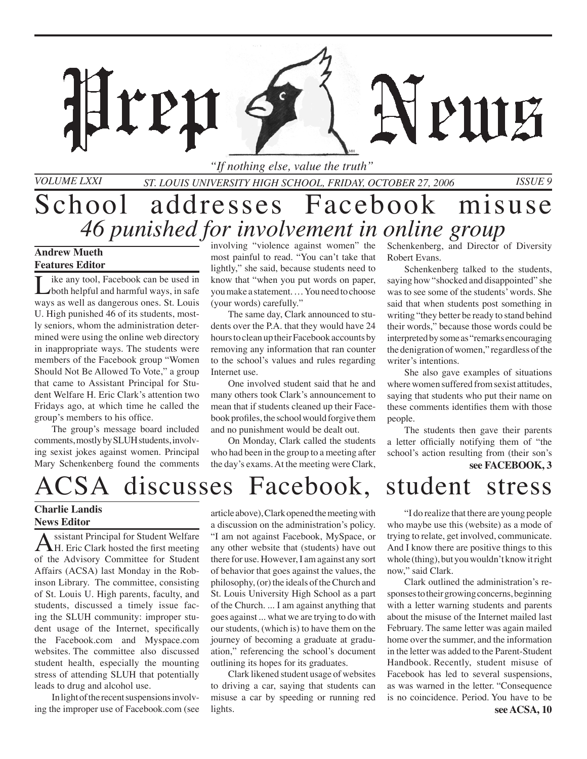# Prep News

*"If nothing else, value the truth"*

VOLUME LXXI — ST. LOUIS UNIVERSITY HIGH SCHOOL, FRIDAY, OCTOBER 27, 2006 — ISSUE 9

# School addresses Facebook misuse

## *46 punished for involvement in online group*

**Andrew Mueth**
**Features Editor**

Like any tool, Facebook can be used in both helpful and harmful ways, in safe ways as well as dangerous ones. St. Louis U. High punished 46 of its students, mostly seniors, whom the administration determined were using the online web directory in inappropriate ways. The students were members of the Facebook group "Women Should Not Be Allowed To Vote," a group that came to Assistant Principal for Student Welfare H. Eric Clark's attention two Fridays ago, at which time he called the group's members to his office.

The group's message board included comments, mostly by SLUH students, involving sexist jokes against women. Principal Mary Schenkenberg found the comments involving "violence against women" the most painful to read. "You can't take that lightly," she said, because students need to know that "when you put words on paper, you make a statement. … You need to choose (your words) carefully."

The same day, Clark announced to students over the P.A. that they would have 24 hours to clean up their Facebook accounts by removing any information that ran counter to the school's values and rules regarding Internet use.

One involved student said that he and many others took Clark's announcement to mean that if students cleaned up their Facebook profiles, the school would forgive them and no punishment would be dealt out.

On Monday, Clark called the students who had been in the group to a meeting after the day's exams. At the meeting were Clark, Schenkenberg, and Director of Diversity Robert Evans.

Schenkenberg talked to the students, saying how "shocked and disappointed" she was to see some of the students' words. She said that when students post something in writing "they better be ready to stand behind their words," because those words could be interpreted by some as "remarks encouraging the denigration of women," regardless of the writer's intentions.

She also gave examples of situations where women suffered from sexist attitudes, saying that students who put their name on these comments identifies them with those people.

The students then gave their parents a letter officially notifying them of "the school's action resulting from (their son's

**see FACEBOOK, 3**

# ACSA discusses Facebook, student stress

**Charlie Landis**
**News Editor**

Assistant Principal for Student Welfare H. Eric Clark hosted the first meeting of the Advisory Committee for Student Affairs (ACSA) last Monday in the Robinson Library. The committee, consisting of St. Louis U. High parents, faculty, and students, discussed a timely issue facing the SLUH community: improper student usage of the Internet, specifically the Facebook.com and Myspace.com websites. The committee also discussed student health, especially the mounting stress of attending SLUH that potentially leads to drug and alcohol use.

In light of the recent suspensions involving the improper use of Facebook.com (see article above), Clark opened the meeting with a discussion on the administration's policy. "I am not against Facebook, MySpace, or any other website that (students) have out there for use. However, I am against any sort of behavior that goes against the values, the philosophy, (or) the ideals of the Church and St. Louis University High School as a part of the Church. ... I am against anything that goes against ... what we are trying to do with our students, (which is) to have them on the journey of becoming a graduate at graduation," referencing the school's document outlining its hopes for its graduates.

Clark likened student usage of websites to driving a car, saying that students can misuse a car by speeding or running red lights.

"I do realize that there are young people who maybe use this (website) as a mode of trying to relate, get involved, communicate. And I know there are positive things to this whole (thing), but you wouldn't know it right now," said Clark.

Clark outlined the administration's responses to their growing concerns, beginning with a letter warning students and parents about the misuse of the Internet mailed last February. The same letter was again mailed home over the summer, and the information in the letter was added to the Parent-Student Handbook. Recently, student misuse of Facebook has led to several suspensions, as was warned in the letter. "Consequence is no coincidence. Period. You have to be

**see ACSA, 10**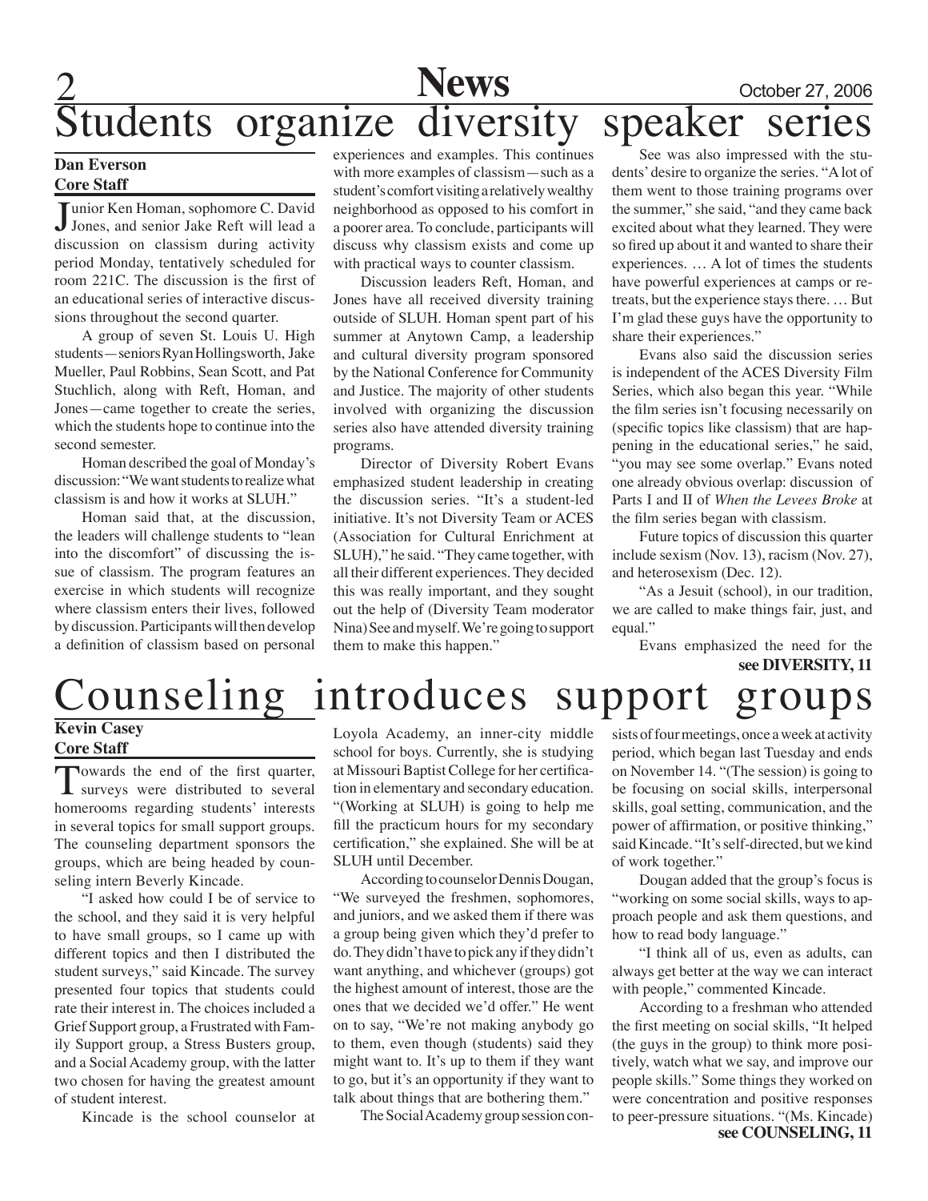# Students organize diversity speaker series

**Dan Everson**
**Core Staff**

Junior Ken Homan, sophomore C. David Jones, and senior Jake Reft will lead a discussion on classism during activity period Monday, tentatively scheduled for room 221C. The discussion is the first of an educational series of interactive discussions throughout the second quarter.

A group of seven St. Louis U. High students—seniors Ryan Hollingsworth, Jake Mueller, Paul Robbins, Sean Scott, and Pat Stuchlich, along with Reft, Homan, and Jones—came together to create the series, which the students hope to continue into the second semester.

Homan described the goal of Monday's discussion: "We want students to realize what classism is and how it works at SLUH."

Homan said that, at the discussion, the leaders will challenge students to "lean into the discomfort" of discussing the issue of classism. The program features an exercise in which students will recognize where classism enters their lives, followed by discussion. Participants will then develop a definition of classism based on personal experiences and examples. This continues with more examples of classism—such as a student's comfort visiting a relatively wealthy neighborhood as opposed to his comfort in a poorer area. To conclude, participants will discuss why classism exists and come up with practical ways to counter classism.

Discussion leaders Reft, Homan, and Jones have all received diversity training outside of SLUH. Homan spent part of his summer at Anytown Camp, a leadership and cultural diversity program sponsored by the National Conference for Community and Justice. The majority of other students involved with organizing the discussion series also have attended diversity training programs.

Director of Diversity Robert Evans emphasized student leadership in creating the discussion series. "It's a student-led initiative. It's not Diversity Team or ACES (Association for Cultural Enrichment at SLUH)," he said. "They came together, with all their different experiences. They decided this was really important, and they sought out the help of (Diversity Team moderator Nina) See and myself. We're going to support them to make this happen."

See was also impressed with the students' desire to organize the series. "A lot of them went to those training programs over the summer," she said, "and they came back excited about what they learned. They were so fired up about it and wanted to share their experiences. … A lot of times the students have powerful experiences at camps or retreats, but the experience stays there. … But I'm glad these guys have the opportunity to share their experiences."

Evans also said the discussion series is independent of the ACES Diversity Film Series, which also began this year. "While the film series isn't focusing necessarily on (specific topics like classism) that are happening in the educational series," he said, "you may see some overlap." Evans noted one already obvious overlap: discussion of Parts I and II of *When the Levees Broke* at the film series began with classism.

Future topics of discussion this quarter include sexism (Nov. 13), racism (Nov. 27), and heterosexism (Dec. 12).

"As a Jesuit (school), in our tradition, we are called to make things fair, just, and equal."

Evans emphasized the need for the

**see DIVERSITY, 11**

# Counseling introduces support groups

**Kevin Casey**
**Core Staff**

Towards the end of the first quarter, surveys were distributed to several homerooms regarding students' interests in several topics for small support groups. The counseling department sponsors the groups, which are being headed by counseling intern Beverly Kincade.

"I asked how could I be of service to the school, and they said it is very helpful to have small groups, so I came up with different topics and then I distributed the student surveys," said Kincade. The survey presented four topics that students could rate their interest in. The choices included a Grief Support group, a Frustrated with Family Support group, a Stress Busters group, and a Social Academy group, with the latter two chosen for having the greatest amount of student interest.

Kincade is the school counselor at Loyola Academy, an inner-city middle school for boys. Currently, she is studying at Missouri Baptist College for her certification in elementary and secondary education. "(Working at SLUH) is going to help me fill the practicum hours for my secondary certification," she explained. She will be at SLUH until December.

According to counselor Dennis Dougan, "We surveyed the freshmen, sophomores, and juniors, and we asked them if there was a group being given which they'd prefer to do. They didn't have to pick any if they didn't want anything, and whichever (groups) got the highest amount of interest, those are the ones that we decided we'd offer." He went on to say, "We're not making anybody go to them, even though (students) said they might want to. It's up to them if they want to go, but it's an opportunity if they want to talk about things that are bothering them."

The Social Academy group session consists of four meetings, once a week at activity period, which began last Tuesday and ends on November 14. "(The session) is going to be focusing on social skills, interpersonal skills, goal setting, communication, and the power of affirmation, or positive thinking," said Kincade. "It's self-directed, but we kind of work together."

Dougan added that the group's focus is "working on some social skills, ways to approach people and ask them questions, and how to read body language."

"I think all of us, even as adults, can always get better at the way we can interact with people," commented Kincade.

According to a freshman who attended the first meeting on social skills, "It helped (the guys in the group) to think more positively, watch what we say, and improve our people skills." Some things they worked on were concentration and positive responses to peer-pressure situations. "(Ms. Kincade)

**see COUNSELING, 11**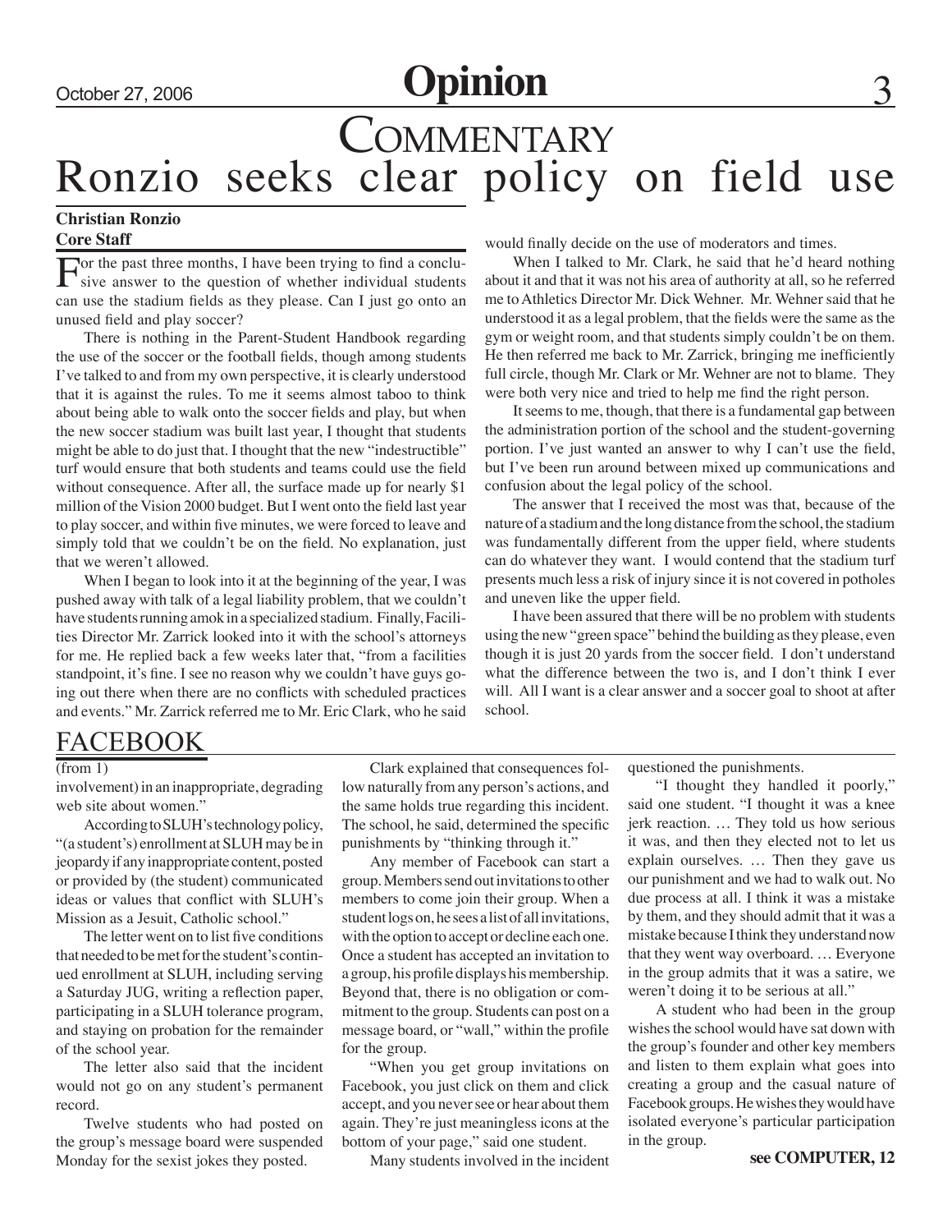# Commentary

## Ronzio seeks clear policy on field use

**Christian Ronzio**
**Core Staff**

For the past three months, I have been trying to find a conclusive answer to the question of whether individual students can use the stadium fields as they please. Can I just go onto an unused field and play soccer?

There is nothing in the Parent-Student Handbook regarding the use of the soccer or the football fields, though among students I've talked to and from my own perspective, it is clearly understood that it is against the rules. To me it seems almost taboo to think about being able to walk onto the soccer fields and play, but when the new soccer stadium was built last year, I thought that students might be able to do just that. I thought that the new "indestructible" turf would ensure that both students and teams could use the field without consequence. After all, the surface made up for nearly $1 million of the Vision 2000 budget. But I went onto the field last year to play soccer, and within five minutes, we were forced to leave and simply told that we couldn't be on the field. No explanation, just that we weren't allowed.

When I began to look into it at the beginning of the year, I was pushed away with talk of a legal liability problem, that we couldn't have students running amok in a specialized stadium. Finally, Facilities Director Mr. Zarrick looked into it with the school's attorneys for me. He replied back a few weeks later that, "from a facilities standpoint, it's fine. I see no reason why we couldn't have guys going out there when there are no conflicts with scheduled practices and events." Mr. Zarrick referred me to Mr. Eric Clark, who he said would finally decide on the use of moderators and times.

When I talked to Mr. Clark, he said that he'd heard nothing about it and that it was not his area of authority at all, so he referred me to Athletics Director Mr. Dick Wehner. Mr. Wehner said that he understood it as a legal problem, that the fields were the same as the gym or weight room, and that students simply couldn't be on them. He then referred me back to Mr. Zarrick, bringing me inefficiently full circle, though Mr. Clark or Mr. Wehner are not to blame. They were both very nice and tried to help me find the right person.

It seems to me, though, that there is a fundamental gap between the administration portion of the school and the student-governing portion. I've just wanted an answer to why I can't use the field, but I've been run around between mixed up communications and confusion about the legal policy of the school.

The answer that I received the most was that, because of the nature of a stadium and the long distance from the school, the stadium was fundamentally different from the upper field, where students can do whatever they want. I would contend that the stadium turf presents much less a risk of injury since it is not covered in potholes and uneven like the upper field.

I have been assured that there will be no problem with students using the new "green space" behind the building as they please, even though it is just 20 yards from the soccer field. I don't understand what the difference between the two is, and I don't think I ever will. All I want is a clear answer and a soccer goal to shoot at after school.

## FACEBOOK

(from 1)

involvement) in an inappropriate, degrading web site about women."

According to SLUH's technology policy, "(a student's) enrollment at SLUH may be in jeopardy if any inappropriate content, posted or provided by (the student) communicated ideas or values that conflict with SLUH's Mission as a Jesuit, Catholic school."

The letter went on to list five conditions that needed to be met for the student's continued enrollment at SLUH, including serving a Saturday JUG, writing a reflection paper, participating in a SLUH tolerance program, and staying on probation for the remainder of the school year.

The letter also said that the incident would not go on any student's permanent record.

Twelve students who had posted on the group's message board were suspended Monday for the sexist jokes they posted.

Clark explained that consequences follow naturally from any person's actions, and the same holds true regarding this incident. The school, he said, determined the specific punishments by "thinking through it."

Any member of Facebook can start a group. Members send out invitations to other members to come join their group. When a student logs on, he sees a list of all invitations, with the option to accept or decline each one. Once a student has accepted an invitation to a group, his profile displays his membership. Beyond that, there is no obligation or commitment to the group. Students can post on a message board, or "wall," within the profile for the group.

"When you get group invitations on Facebook, you just click on them and click accept, and you never see or hear about them again. They're just meaningless icons at the bottom of your page," said one student.

Many students involved in the incident questioned the punishments.

"I thought they handled it poorly," said one student. "I thought it was a knee jerk reaction. … They told us how serious it was, and then they elected not to let us explain ourselves. … Then they gave us our punishment and we had to walk out. No due process at all. I think it was a mistake by them, and they should admit that it was a mistake because I think they understand now that they went way overboard. … Everyone in the group admits that it was a satire, we weren't doing it to be serious at all."

A student who had been in the group wishes the school would have sat down with the group's founder and other key members and listen to them explain what goes into creating a group and the casual nature of Facebook groups. He wishes they would have isolated everyone's particular participation in the group.

**see COMPUTER, 12**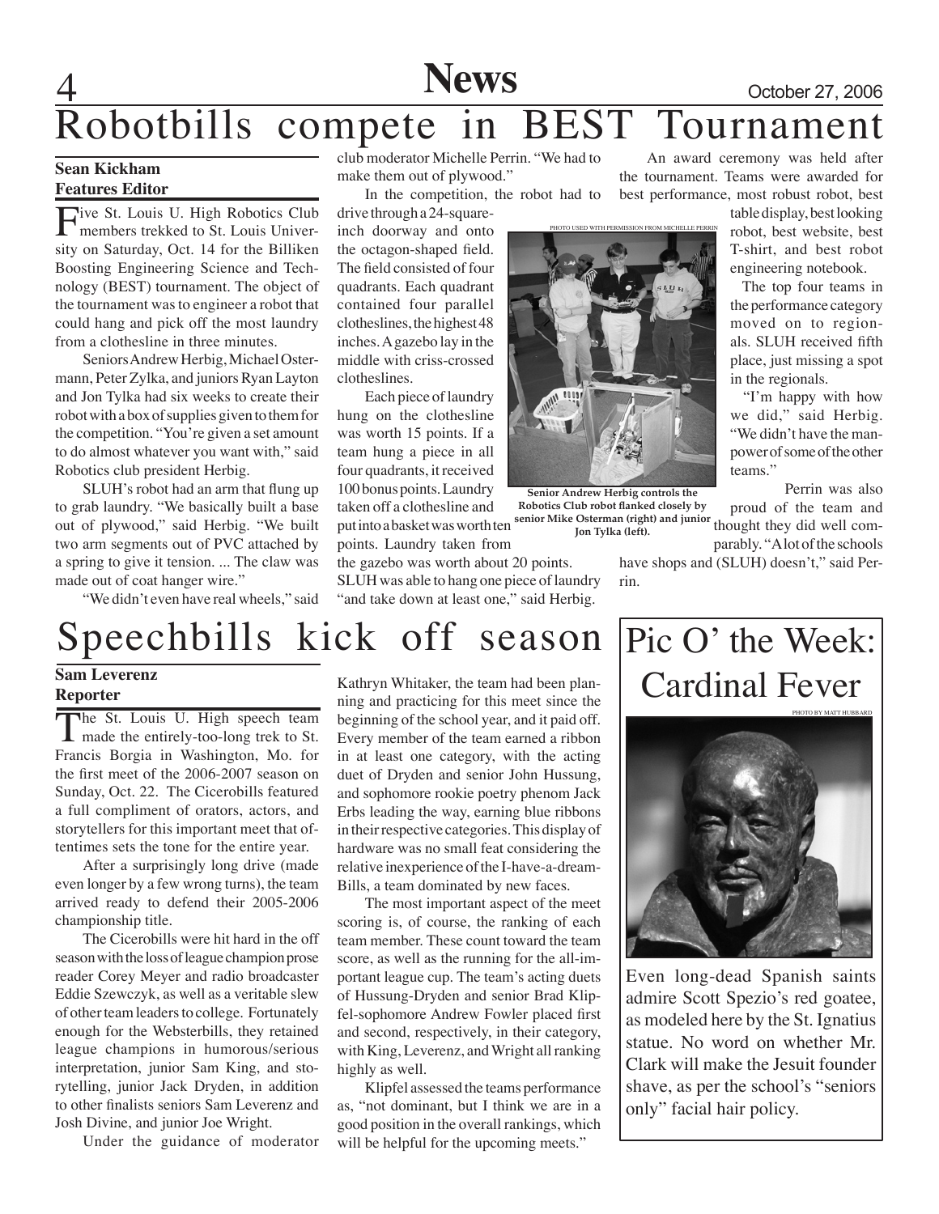# Robotbills compete in BEST Tournament

**Sean Kickham**
**Features Editor**

Five St. Louis U. High Robotics Club members trekked to St. Louis University on Saturday, Oct. 14 for the Billiken Boosting Engineering Science and Technology (BEST) tournament. The object of the tournament was to engineer a robot that could hang and pick off the most laundry from a clothesline in three minutes.

Seniors Andrew Herbig, Michael Ostermann, Peter Zylka, and juniors Ryan Layton and Jon Tylka had six weeks to create their robot with a box of supplies given to them for the competition. "You're given a set amount to do almost whatever you want with," said Robotics club president Herbig.

SLUH's robot had an arm that flung up to grab laundry. "We basically built a base out of plywood," said Herbig. "We built two arm segments out of PVC attached by a spring to give it tension. ... The claw was made out of coat hanger wire."

"We didn't even have real wheels," said club moderator Michelle Perrin. "We had to make them out of plywood."

In the competition, the robot had to drive through a 24-square-inch doorway and onto the octagon-shaped field. The field consisted of four quadrants. Each quadrant contained four parallel clotheslines, the highest 48 inches. A gazebo lay in the middle with criss-crossed clotheslines.

Each piece of laundry hung on the clothesline was worth 15 points. If a team hung a piece in all four quadrants, it received 100 bonus points. Laundry taken off a clothesline and put into a basket was worth ten points. Laundry taken from the gazebo was worth about 20 points. SLUH was able to hang one piece of laundry "and take down at least one," said Herbig.

PHOTO USED WITH PERMISSION FROM MICHELLE PERRIN

**Senior Andrew Herbig controls the Robotics Club robot flanked closely by senior Mike Osterman (right) and junior Jon Tylka (left).**

An award ceremony was held after the tournament. Teams were awarded for best performance, most robust robot, best table display, best looking robot, best website, best T-shirt, and best robot engineering notebook.

The top four teams in the performance category moved on to regionals. SLUH received fifth place, just missing a spot in the regionals.

"I'm happy with how we did," said Herbig. "We didn't have the manpower of some of the other teams."

Perrin was also proud of the team and thought they did well comparably. "A lot of the schools have shops and (SLUH) doesn't," said Perrin.

# Speechbills kick off season

**Sam Leverenz**
**Reporter**

The St. Louis U. High speech team made the entirely-too-long trek to St. Francis Borgia in Washington, Mo. for the first meet of the 2006-2007 season on Sunday, Oct. 22. The Cicerobills featured a full compliment of orators, actors, and storytellers for this important meet that oftentimes sets the tone for the entire year.

After a surprisingly long drive (made even longer by a few wrong turns), the team arrived ready to defend their 2005-2006 championship title.

The Cicerobills were hit hard in the off season with the loss of league champion prose reader Corey Meyer and radio broadcaster Eddie Szewczyk, as well as a veritable slew of other team leaders to college. Fortunately enough for the Websterbills, they retained league champions in humorous/serious interpretation, junior Sam King, and storytelling, junior Jack Dryden, in addition to other finalists seniors Sam Leverenz and Josh Divine, and junior Joe Wright.

Under the guidance of moderator Kathryn Whitaker, the team had been planning and practicing for this meet since the beginning of the school year, and it paid off. Every member of the team earned a ribbon in at least one category, with the acting duet of Dryden and senior John Hussung, and sophomore rookie poetry phenom Jack Erbs leading the way, earning blue ribbons in their respective categories. This display of hardware was no small feat considering the relative inexperience of the I-have-a-dream-Bills, a team dominated by new faces.

The most important aspect of the meet scoring is, of course, the ranking of each team member. These count toward the team score, as well as the running for the all-important league cup. The team's acting duets of Hussung-Dryden and senior Brad Klipfel-sophomore Andrew Fowler placed first and second, respectively, in their category, with King, Leverenz, and Wright all ranking highly as well.

Klipfel assessed the teams performance as, "not dominant, but I think we are in a good position in the overall rankings, which will be helpful for the upcoming meets."

# Pic O' the Week: Cardinal Fever

PHOTO BY MATT HUBBARD

Even long-dead Spanish saints admire Scott Spezio's red goatee, as modeled here by the St. Ignatius statue. No word on whether Mr. Clark will make the Jesuit founder shave, as per the school's "seniors only" facial hair policy.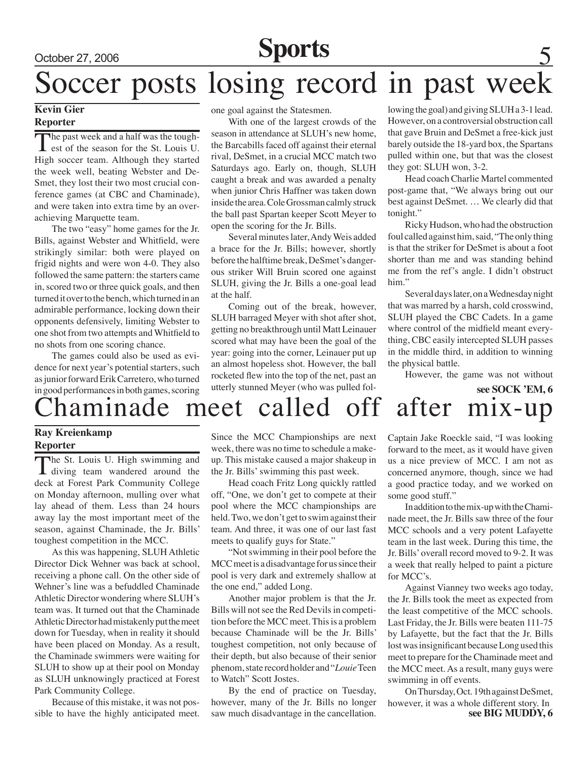# Soccer posts losing record in past week

**Kevin Gier**
**Reporter**

The past week and a half was the toughest of the season for the St. Louis U. High soccer team. Although they started the week well, beating Webster and DeSmet, they lost their two most crucial conference games (at CBC and Chaminade), and were taken into extra time by an overachieving Marquette team.

The two "easy" home games for the Jr. Bills, against Webster and Whitfield, were strikingly similar: both were played on frigid nights and were won 4-0. They also followed the same pattern: the starters came in, scored two or three quick goals, and then turned it over to the bench, which turned in an admirable performance, locking down their opponents defensively, limiting Webster to one shot from two attempts and Whitfield to no shots from one scoring chance.

The games could also be used as evidence for next year's potential starters, such as junior forward Erik Carretero, who turned in good performances in both games, scoring one goal against the Statesmen.

With one of the largest crowds of the season in attendance at SLUH's new home, the Barcabills faced off against their eternal rival, DeSmet, in a crucial MCC match two Saturdays ago. Early on, though, SLUH caught a break and was awarded a penalty when junior Chris Haffner was taken down inside the area. Cole Grossman calmly struck the ball past Spartan keeper Scott Meyer to open the scoring for the Jr. Bills.

Several minutes later, Andy Weis added a brace for the Jr. Bills; however, shortly before the halftime break, DeSmet's dangerous striker Will Bruin scored one against SLUH, giving the Jr. Bills a one-goal lead at the half.

Coming out of the break, however, SLUH barraged Meyer with shot after shot, getting no breakthrough until Matt Leinauer scored what may have been the goal of the year: going into the corner, Leinauer put up an almost hopeless shot. However, the ball rocketed flew into the top of the net, past an utterly stunned Meyer (who was pulled following the goal) and giving SLUH a 3-1 lead. However, on a controversial obstruction call that gave Bruin and DeSmet a free-kick just barely outside the 18-yard box, the Spartans pulled within one, but that was the closest they got: SLUH won, 3-2.

Head coach Charlie Martel commented post-game that, "We always bring out our best against DeSmet. … We clearly did that tonight."

Ricky Hudson, who had the obstruction foul called against him, said, "The only thing is that the striker for DeSmet is about a foot shorter than me and was standing behind me from the ref's angle. I didn't obstruct him."

Several days later, on a Wednesday night that was marred by a harsh, cold crosswind, SLUH played the CBC Cadets. In a game where control of the midfield meant everything, CBC easily intercepted SLUH passes in the middle third, in addition to winning the physical battle.

However, the game was not without

**see SOCK 'EM, 6**

# Chaminade meet called off after mix-up

**Ray Kreienkamp**
**Reporter**

The St. Louis U. High swimming and diving team wandered around the deck at Forest Park Community College on Monday afternoon, mulling over what lay ahead of them. Less than 24 hours away lay the most important meet of the season, against Chaminade, the Jr. Bills' toughest competition in the MCC.

As this was happening, SLUH Athletic Director Dick Wehner was back at school, receiving a phone call. On the other side of Wehner's line was a befuddled Chaminade Athletic Director wondering where SLUH's team was. It turned out that the Chaminade Athletic Director had mistakenly put the meet down for Tuesday, when in reality it should have been placed on Monday. As a result, the Chaminade swimmers were waiting for SLUH to show up at their pool on Monday as SLUH unknowingly practiced at Forest Park Community College.

Because of this mistake, it was not possible to have the highly anticipated meet. Since the MCC Championships are next week, there was no time to schedule a makeup. This mistake caused a major shakeup in the Jr. Bills' swimming this past week.

Head coach Fritz Long quickly rattled off, "One, we don't get to compete at their pool where the MCC championships are held. Two, we don't get to swim against their team. And three, it was one of our last fast meets to qualify guys for State."

"Not swimming in their pool before the MCC meet is a disadvantage for us since their pool is very dark and extremely shallow at the one end," added Long.

Another major problem is that the Jr. Bills will not see the Red Devils in competition before the MCC meet. This is a problem because Chaminade will be the Jr. Bills' toughest competition, not only because of their depth, but also because of their senior phenom, state record holder and "*Louie* Teen to Watch" Scott Jostes.

By the end of practice on Tuesday, however, many of the Jr. Bills no longer saw much disadvantage in the cancellation. Captain Jake Roeckle said, "I was looking forward to the meet, as it would have given us a nice preview of MCC. I am not as concerned anymore, though, since we had a good practice today, and we worked on some good stuff."

In addition to the mix-up with the Chaminade meet, the Jr. Bills saw three of the four MCC schools and a very potent Lafayette team in the last week. During this time, the Jr. Bills' overall record moved to 9-2. It was a week that really helped to paint a picture for MCC's.

Against Vianney two weeks ago today, the Jr. Bills took the meet as expected from the least competitive of the MCC schools. Last Friday, the Jr. Bills were beaten 111-75 by Lafayette, but the fact that the Jr. Bills lost was insignificant because Long used this meet to prepare for the Chaminade meet and the MCC meet. As a result, many guys were swimming in off events.

On Thursday, Oct. 19th against DeSmet, however, it was a whole different story. In

**see BIG MUDDY, 6**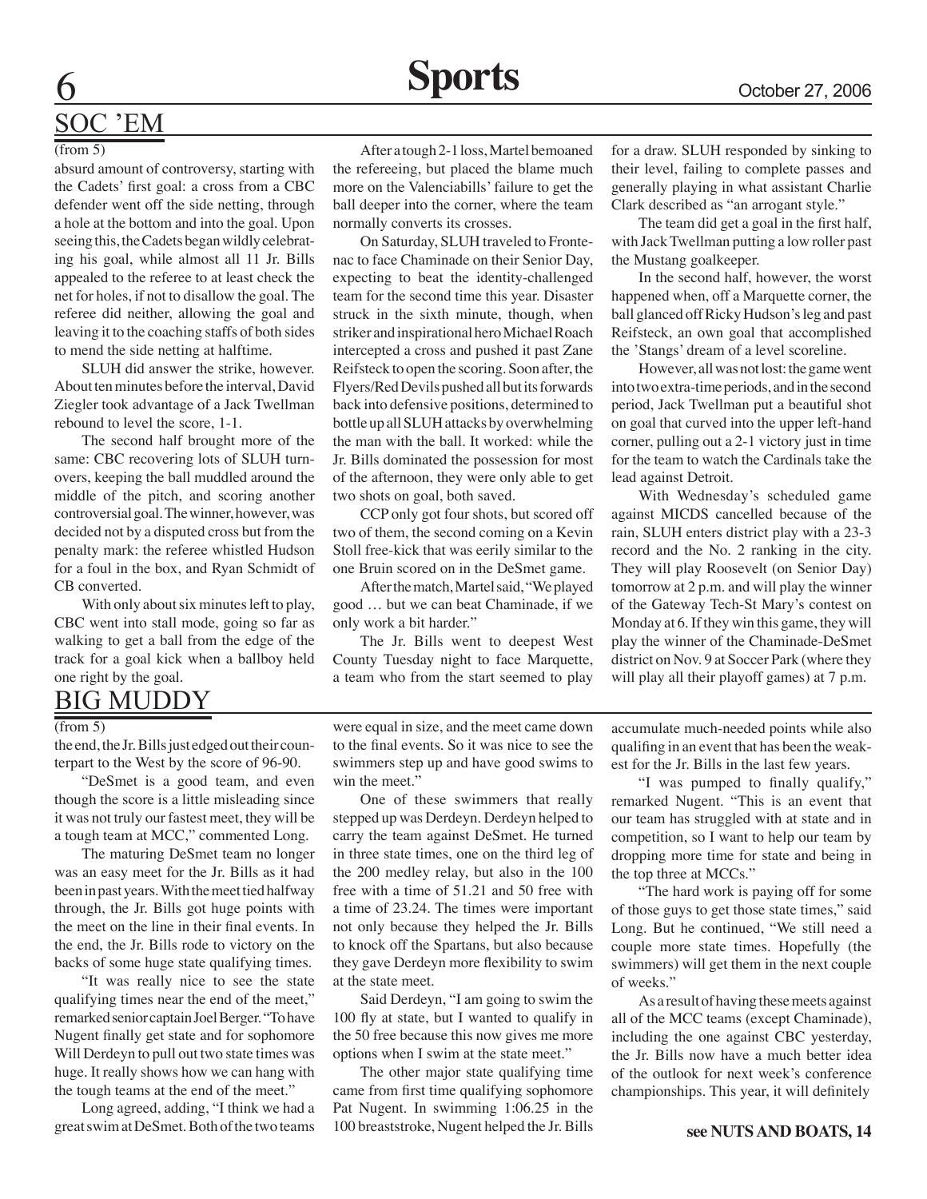## SOC 'EM

(from 5)

absurd amount of controversy, starting with the Cadets' first goal: a cross from a CBC defender went off the side netting, through a hole at the bottom and into the goal. Upon seeing this, the Cadets began wildly celebrating his goal, while almost all 11 Jr. Bills appealed to the referee to at least check the net for holes, if not to disallow the goal. The referee did neither, allowing the goal and leaving it to the coaching staffs of both sides to mend the side netting at halftime.

SLUH did answer the strike, however. About ten minutes before the interval, David Ziegler took advantage of a Jack Twellman rebound to level the score, 1-1.

The second half brought more of the same: CBC recovering lots of SLUH turnovers, keeping the ball muddled around the middle of the pitch, and scoring another controversial goal. The winner, however, was decided not by a disputed cross but from the penalty mark: the referee whistled Hudson for a foul in the box, and Ryan Schmidt of CB converted.

With only about six minutes left to play, CBC went into stall mode, going so far as walking to get a ball from the edge of the track for a goal kick when a ballboy held one right by the goal.

After a tough 2-1 loss, Martel bemoaned the refereeing, but placed the blame much more on the Valenciabills' failure to get the ball deeper into the corner, where the team normally converts its crosses.

On Saturday, SLUH traveled to Frontenac to face Chaminade on their Senior Day, expecting to beat the identity-challenged team for the second time this year. Disaster struck in the sixth minute, though, when striker and inspirational hero Michael Roach intercepted a cross and pushed it past Zane Reifsteck to open the scoring. Soon after, the Flyers/Red Devils pushed all but its forwards back into defensive positions, determined to bottle up all SLUH attacks by overwhelming the man with the ball. It worked: while the Jr. Bills dominated the possession for most of the afternoon, they were only able to get two shots on goal, both saved.

CCP only got four shots, but scored off two of them, the second coming on a Kevin Stoll free-kick that was eerily similar to the one Bruin scored on in the DeSmet game.

After the match, Martel said, "We played good … but we can beat Chaminade, if we only work a bit harder."

The Jr. Bills went to deepest West County Tuesday night to face Marquette, a team who from the start seemed to play for a draw. SLUH responded by sinking to their level, failing to complete passes and generally playing in what assistant Charlie Clark described as "an arrogant style."

The team did get a goal in the first half, with Jack Twellman putting a low roller past the Mustang goalkeeper.

In the second half, however, the worst happened when, off a Marquette corner, the ball glanced off Ricky Hudson's leg and past Reifsteck, an own goal that accomplished the 'Stangs' dream of a level scoreline.

However, all was not lost: the game went into two extra-time periods, and in the second period, Jack Twellman put a beautiful shot on goal that curved into the upper left-hand corner, pulling out a 2-1 victory just in time for the team to watch the Cardinals take the lead against Detroit.

With Wednesday's scheduled game against MICDS cancelled because of the rain, SLUH enters district play with a 23-3 record and the No. 2 ranking in the city. They will play Roosevelt (on Senior Day) tomorrow at 2 p.m. and will play the winner of the Gateway Tech-St Mary's contest on Monday at 6. If they win this game, they will play the winner of the Chaminade-DeSmet district on Nov. 9 at Soccer Park (where they will play all their playoff games) at 7 p.m.

## BIG MUDDY

(from 5)

the end, the Jr. Bills just edged out their counterpart to the West by the score of 96-90.

"DeSmet is a good team, and even though the score is a little misleading since it was not truly our fastest meet, they will be a tough team at MCC," commented Long.

The maturing DeSmet team no longer was an easy meet for the Jr. Bills as it had been in past years. With the meet tied halfway through, the Jr. Bills got huge points with the meet on the line in their final events. In the end, the Jr. Bills rode to victory on the backs of some huge state qualifying times.

"It was really nice to see the state qualifying times near the end of the meet," remarked senior captain Joel Berger. "To have Nugent finally get state and for sophomore Will Derdeyn to pull out two state times was huge. It really shows how we can hang with the tough teams at the end of the meet."

Long agreed, adding, "I think we had a great swim at DeSmet. Both of the two teams were equal in size, and the meet came down to the final events. So it was nice to see the swimmers step up and have good swims to win the meet."

One of these swimmers that really stepped up was Derdeyn. Derdeyn helped to carry the team against DeSmet. He turned in three state times, one on the third leg of the 200 medley relay, but also in the 100 free with a time of 51.21 and 50 free with a time of 23.24. The times were important not only because they helped the Jr. Bills to knock off the Spartans, but also because they gave Derdeyn more flexibility to swim at the state meet.

Said Derdeyn, "I am going to swim the 100 fly at state, but I wanted to qualify in the 50 free because this now gives me more options when I swim at the state meet."

The other major state qualifying time came from first time qualifying sophomore Pat Nugent. In swimming 1:06.25 in the 100 breaststroke, Nugent helped the Jr. Bills accumulate much-needed points while also qualifing in an event that has been the weakest for the Jr. Bills in the last few years.

"I was pumped to finally qualify," remarked Nugent. "This is an event that our team has struggled with at state and in competition, so I want to help our team by dropping more time for state and being in the top three at MCCs."

"The hard work is paying off for some of those guys to get those state times," said Long. But he continued, "We still need a couple more state times. Hopefully (the swimmers) will get them in the next couple of weeks."

As a result of having these meets against all of the MCC teams (except Chaminade), including the one against CBC yesterday, the Jr. Bills now have a much better idea of the outlook for next week's conference championships. This year, it will definitely

**see NUTS AND BOATS, 14**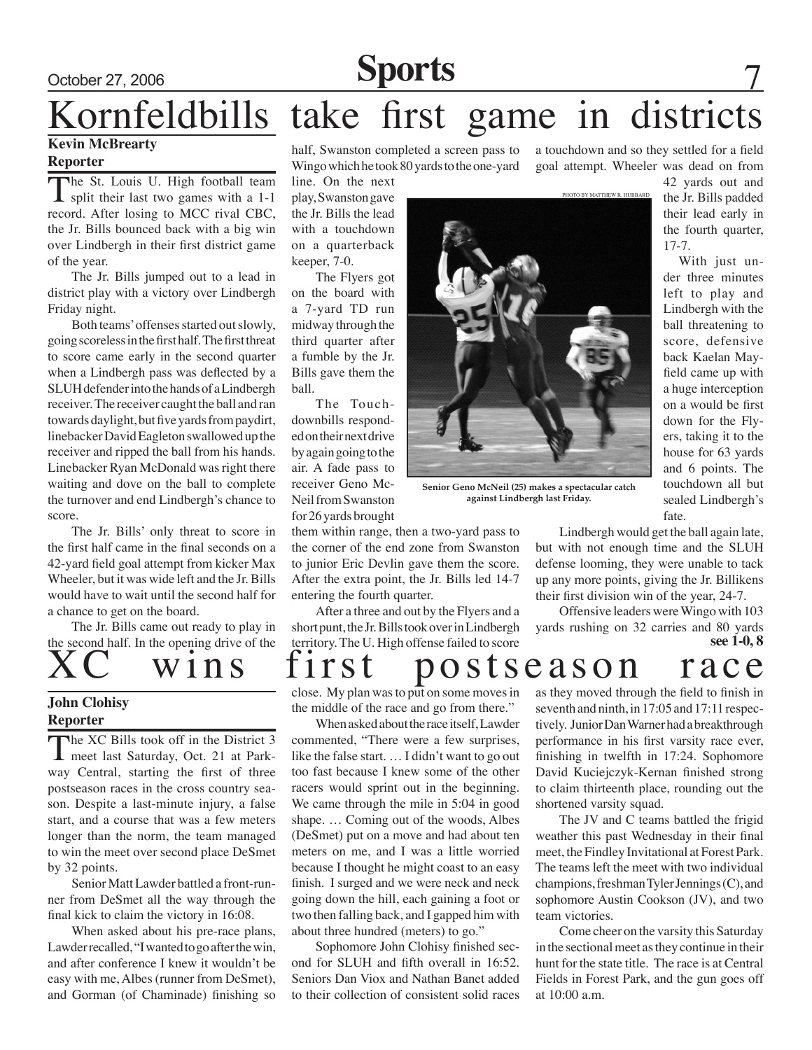# Kornfeldbills take first game in districts

**Kevin McBrearty**
**Reporter**

The St. Louis U. High football team split their last two games with a 1-1 record. After losing to MCC rival CBC, the Jr. Bills bounced back with a big win over Lindbergh in their first district game of the year.

The Jr. Bills jumped out to a lead in district play with a victory over Lindbergh Friday night.

Both teams' offenses started out slowly, going scoreless in the first half. The first threat to score came early in the second quarter when a Lindbergh pass was deflected by a SLUH defender into the hands of a Lindbergh receiver. The receiver caught the ball and ran towards daylight, but five yards from paydirt, linebacker David Eagleton swallowed up the receiver and ripped the ball from his hands. Linebacker Ryan McDonald was right there waiting and dove on the ball to complete the turnover and end Lindbergh's chance to score.

The Jr. Bills' only threat to score in the first half came in the final seconds on a 42-yard field goal attempt from kicker Max Wheeler, but it was wide left and the Jr. Bills would have to wait until the second half for a chance to get on the board.

The Jr. Bills came out ready to play in the second half. In the opening drive of the half, Swanston completed a screen pass to Wingo which he took 80 yards to the one-yard line. On the next play, Swanston gave the Jr. Bills the lead with a touchdown on a quarterback keeper, 7-0.

The Flyers got on the board with a 7-yard TD run midway through the third quarter after a fumble by the Jr. Bills gave them the ball.

The Touchdownbills responded on their next drive by again going to the air. A fade pass to receiver Geno McNeil from Swanston for 26 yards brought them within range, then a two-yard pass to the corner of the end zone from Swanston to junior Eric Devlin gave them the score. After the extra point, the Jr. Bills led 14-7 entering the fourth quarter.

PHOTO BY MATTHEW R. HUBBARD

Senior Geno McNeil (25) makes a spectacular catch against Lindbergh last Friday.

After a three and out by the Flyers and a short punt, the Jr. Bills took over in Lindbergh territory. The U. High offense failed to score a touchdown and so they settled for a field goal attempt. Wheeler was dead on from 42 yards out and the Jr. Bills padded their lead early in the fourth quarter, 17-7.

With just under three minutes left to play and Lindbergh with the ball threatening to score, defensive back Kaelan Mayfield came up with a huge interception on a would be first down for the Flyers, taking it to the house for 63 yards and 6 points. The touchdown all but sealed Lindbergh's fate.

Lindbergh would get the ball again late, but with not enough time and the SLUH defense looming, they were unable to tack up any more points, giving the Jr. Billikens their first division win of the year, 24-7.

Offensive leaders were Wingo with 103 yards rushing on 32 carries and 80 yards

**see 1-0, 8**

# XC wins first postseason race

**John Clohisy**
**Reporter**

The XC Bills took off in the District 3 meet last Saturday, Oct. 21 at Parkway Central, starting the first of three postseason races in the cross country season. Despite a last-minute injury, a false start, and a course that was a few meters longer than the norm, the team managed to win the meet over second place DeSmet by 32 points.

Senior Matt Lawder battled a front-runner from DeSmet all the way through the final kick to claim the victory in 16:08.

When asked about his pre-race plans, Lawder recalled, "I wanted to go after the win, and after conference I knew it wouldn't be easy with me, Albes (runner from DeSmet), and Gorman (of Chaminade) finishing so close. My plan was to put on some moves in the middle of the race and go from there."

When asked about the race itself, Lawder commented, "There were a few surprises, like the false start. … I didn't want to go out too fast because I knew some of the other racers would sprint out in the beginning. We came through the mile in 5:04 in good shape. … Coming out of the woods, Albes (DeSmet) put on a move and had about ten meters on me, and I was a little worried because I thought he might coast to an easy finish. I surged and we were neck and neck going down the hill, each gaining a foot or two then falling back, and I gapped him with about three hundred (meters) to go."

Sophomore John Clohisy finished second for SLUH and fifth overall in 16:52. Seniors Dan Viox and Nathan Banet added to their collection of consistent solid races as they moved through the field to finish in seventh and ninth, in 17:05 and 17:11 respectively. Junior Dan Warner had a breakthrough performance in his first varsity race ever, finishing in twelfth in 17:24. Sophomore David Kuciejczyk-Kernan finished strong to claim thirteenth place, rounding out the shortened varsity squad.

The JV and C teams battled the frigid weather this past Wednesday in their final meet, the Findley Invitational at Forest Park. The teams left the meet with two individual champions, freshman Tyler Jennings (C), and sophomore Austin Cookson (JV), and two team victories.

Come cheer on the varsity this Saturday in the sectional meet as they continue in their hunt for the state title. The race is at Central Fields in Forest Park, and the gun goes off at 10:00 a.m.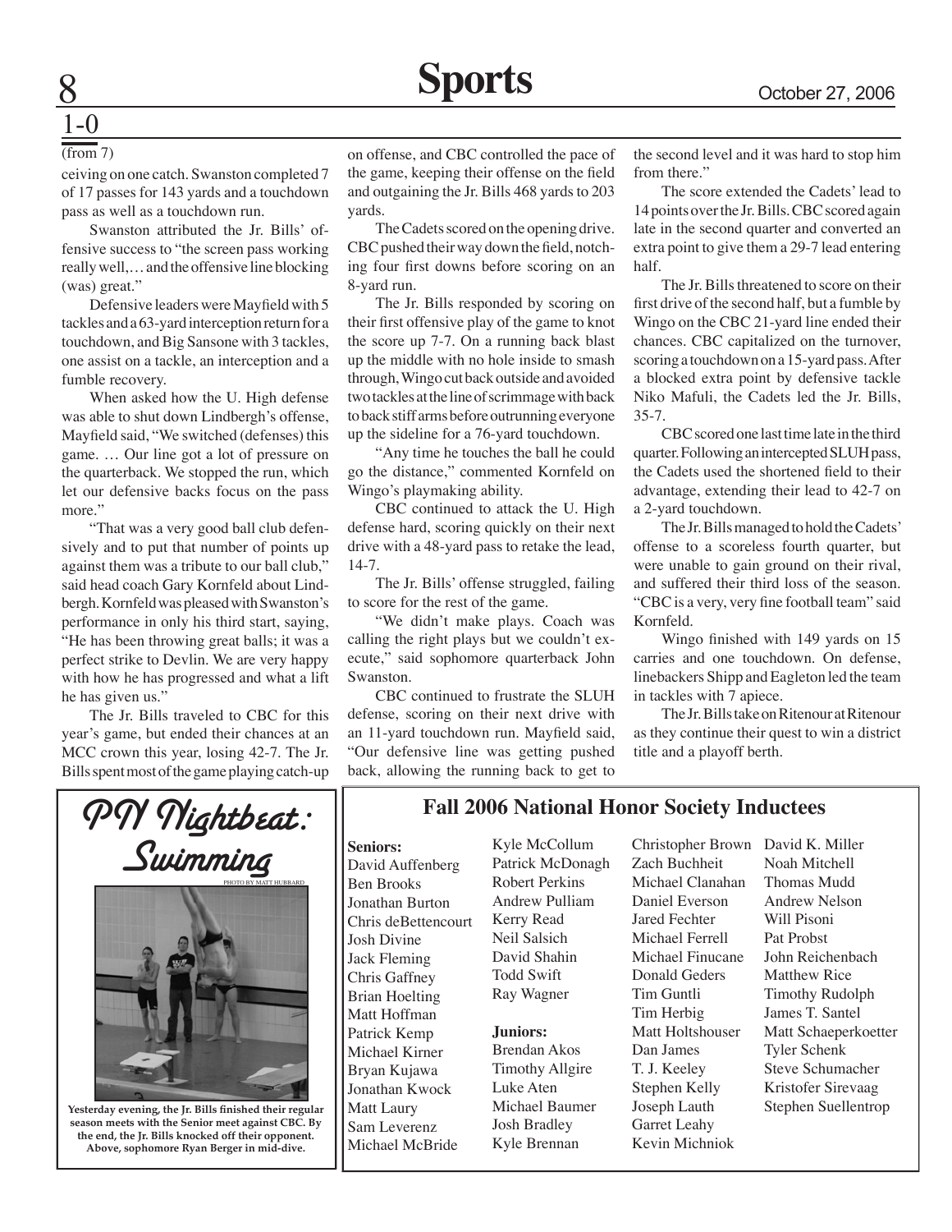## 1-0

(from 7)

ceiving on one catch. Swanston completed 7 of 17 passes for 143 yards and a touchdown pass as well as a touchdown run.

Swanston attributed the Jr. Bills' offensive success to "the screen pass working really well,… and the offensive line blocking (was) great."

Defensive leaders were Mayfield with 5 tackles and a 63-yard interception return for a touchdown, and Big Sansone with 3 tackles, one assist on a tackle, an interception and a fumble recovery.

When asked how the U. High defense was able to shut down Lindbergh's offense, Mayfield said, "We switched (defenses) this game. … Our line got a lot of pressure on the quarterback. We stopped the run, which let our defensive backs focus on the pass more."

"That was a very good ball club defensively and to put that number of points up against them was a tribute to our ball club," said head coach Gary Kornfeld about Lindbergh. Kornfeld was pleased with Swanston's performance in only his third start, saying, "He has been throwing great balls; it was a perfect strike to Devlin. We are very happy with how he has progressed and what a lift he has given us."

The Jr. Bills traveled to CBC for this year's game, but ended their chances at an MCC crown this year, losing 42-7. The Jr. Bills spent most of the game playing catch-up on offense, and CBC controlled the pace of the game, keeping their offense on the field and outgaining the Jr. Bills 468 yards to 203 yards.

The Cadets scored on the opening drive. CBC pushed their way down the field, notching four first downs before scoring on an 8-yard run.

The Jr. Bills responded by scoring on their first offensive play of the game to knot the score up 7-7. On a running back blast up the middle with no hole inside to smash through, Wingo cut back outside and avoided two tackles at the line of scrimmage with back to back stiff arms before outrunning everyone up the sideline for a 76-yard touchdown.

"Any time he touches the ball he could go the distance," commented Kornfeld on Wingo's playmaking ability.

CBC continued to attack the U. High defense hard, scoring quickly on their next drive with a 48-yard pass to retake the lead, 14-7.

The Jr. Bills' offense struggled, failing to score for the rest of the game.

"We didn't make plays. Coach was calling the right plays but we couldn't execute," said sophomore quarterback John Swanston.

CBC continued to frustrate the SLUH defense, scoring on their next drive with an 11-yard touchdown run. Mayfield said, "Our defensive line was getting pushed back, allowing the running back to get to the second level and it was hard to stop him from there."

The score extended the Cadets' lead to 14 points over the Jr. Bills. CBC scored again late in the second quarter and converted an extra point to give them a 29-7 lead entering half.

The Jr. Bills threatened to score on their first drive of the second half, but a fumble by Wingo on the CBC 21-yard line ended their chances. CBC capitalized on the turnover, scoring a touchdown on a 15-yard pass. After a blocked extra point by defensive tackle Niko Mafuli, the Cadets led the Jr. Bills, 35-7.

CBC scored one last time late in the third quarter. Following an intercepted SLUH pass, the Cadets used the shortened field to their advantage, extending their lead to 42-7 on a 2-yard touchdown.

The Jr. Bills managed to hold the Cadets' offense to a scoreless fourth quarter, but were unable to gain ground on their rival, and suffered their third loss of the season. "CBC is a very, very fine football team" said Kornfeld.

Wingo finished with 149 yards on 15 carries and one touchdown. On defense, linebackers Shipp and Eagleton led the team in tackles with 7 apiece.

The Jr. Bills take on Ritenour at Ritenour as they continue their quest to win a district title and a playoff berth.

## PN Nightbeat: Swimming

PHOTO BY MATT HUBBARD

**Yesterday evening, the Jr. Bills finished their regular season meets with the Senior meet against CBC. By the end, the Jr. Bills knocked off their opponent. Above, sophomore Ryan Berger in mid-dive.**

## Fall 2006 National Honor Society Inductees

**Seniors:**
David Auffenberg
Ben Brooks
Jonathan Burton
Chris deBettencourt
Josh Divine
Jack Fleming
Chris Gaffney
Brian Hoelting
Matt Hoffman
Patrick Kemp
Michael Kirner
Bryan Kujawa
Jonathan Kwock
Matt Laury
Sam Leverenz
Michael McBride
Kyle McCollum
Patrick McDonagh
Robert Perkins
Andrew Pulliam
Kerry Read
Neil Salsich
David Shahin
Todd Swift
Ray Wagner

**Juniors:**
Brendan Akos
Timothy Allgire
Luke Aten
Michael Baumer
Josh Bradley
Kyle Brennan
Christopher Brown
Zach Buchheit
Michael Clanahan
Daniel Everson
Jared Fechter
Michael Ferrell
Michael Finucane
Donald Geders
Tim Guntli
Tim Herbig
Matt Holtshouser
Dan James
T. J. Keeley
Stephen Kelly
Joseph Lauth
Garret Leahy
Kevin Michniok
David K. Miller
Noah Mitchell
Thomas Mudd
Andrew Nelson
Will Pisoni
Pat Probst
John Reichenbach
Matthew Rice
Timothy Rudolph
James T. Santel
Matt Schaeperkoetter
Tyler Schenk
Steve Schumacher
Kristofer Sirevaag
Stephen Suellentrop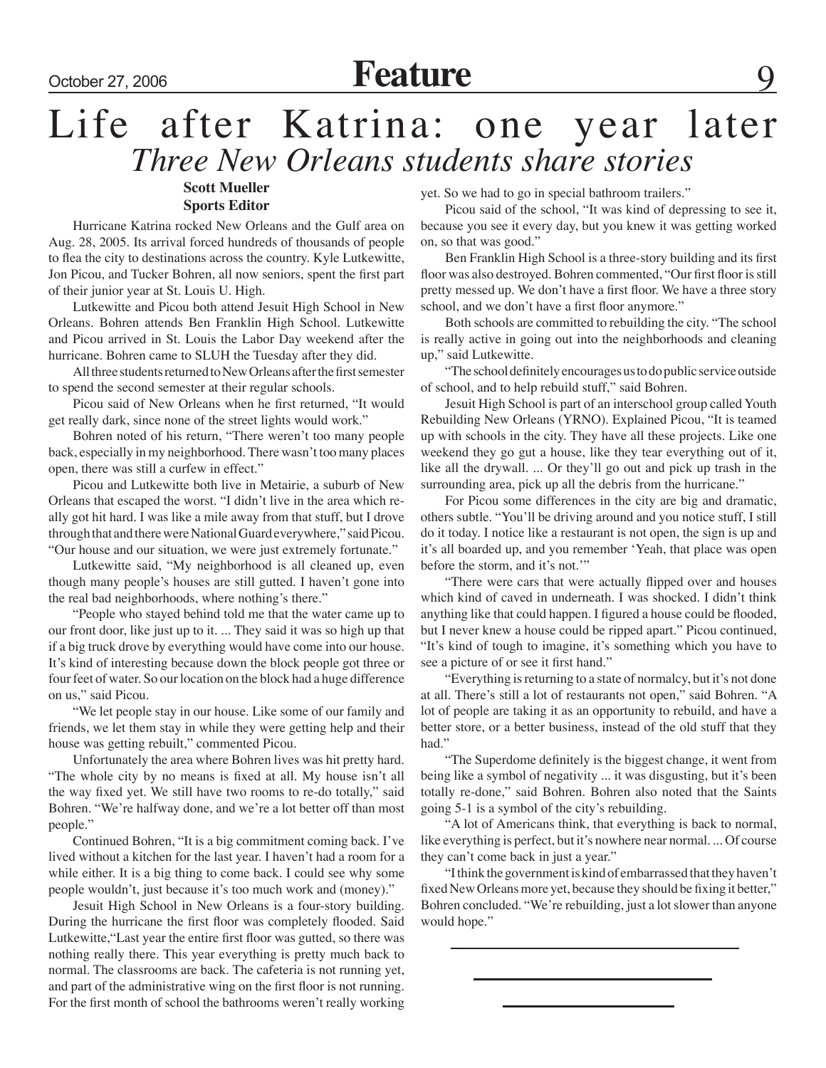# Life after Katrina: one year later

## *Three New Orleans students share stories*

**Scott Mueller**
**Sports Editor**

Hurricane Katrina rocked New Orleans and the Gulf area on Aug. 28, 2005. Its arrival forced hundreds of thousands of people to flea the city to destinations across the country. Kyle Lutkewitte, Jon Picou, and Tucker Bohren, all now seniors, spent the first part of their junior year at St. Louis U. High.

Lutkewitte and Picou both attend Jesuit High School in New Orleans. Bohren attends Ben Franklin High School. Lutkewitte and Picou arrived in St. Louis the Labor Day weekend after the hurricane. Bohren came to SLUH the Tuesday after they did.

All three students returned to New Orleans after the first semester to spend the second semester at their regular schools.

Picou said of New Orleans when he first returned, "It would get really dark, since none of the street lights would work."

Bohren noted of his return, "There weren't too many people back, especially in my neighborhood. There wasn't too many places open, there was still a curfew in effect."

Picou and Lutkewitte both live in Metairie, a suburb of New Orleans that escaped the worst. "I didn't live in the area which really got hit hard. I was like a mile away from that stuff, but I drove through that and there were National Guard everywhere," said Picou. "Our house and our situation, we were just extremely fortunate."

Lutkewitte said, "My neighborhood is all cleaned up, even though many people's houses are still gutted. I haven't gone into the real bad neighborhoods, where nothing's there."

"People who stayed behind told me that the water came up to our front door, like just up to it. ... They said it was so high up that if a big truck drove by everything would have come into our house. It's kind of interesting because down the block people got three or four feet of water. So our location on the block had a huge difference on us," said Picou.

"We let people stay in our house. Like some of our family and friends, we let them stay in while they were getting help and their house was getting rebuilt," commented Picou.

Unfortunately the area where Bohren lives was hit pretty hard. "The whole city by no means is fixed at all. My house isn't all the way fixed yet. We still have two rooms to re-do totally," said Bohren. "We're halfway done, and we're a lot better off than most people."

Continued Bohren, "It is a big commitment coming back. I've lived without a kitchen for the last year. I haven't had a room for a while either. It is a big thing to come back. I could see why some people wouldn't, just because it's too much work and (money)."

Jesuit High School in New Orleans is a four-story building. During the hurricane the first floor was completely flooded. Said Lutkewitte,"Last year the entire first floor was gutted, so there was nothing really there. This year everything is pretty much back to normal. The classrooms are back. The cafeteria is not running yet, and part of the administrative wing on the first floor is not running. For the first month of school the bathrooms weren't really working yet. So we had to go in special bathroom trailers."

Picou said of the school, "It was kind of depressing to see it, because you see it every day, but you knew it was getting worked on, so that was good."

Ben Franklin High School is a three-story building and its first floor was also destroyed. Bohren commented, "Our first floor is still pretty messed up. We don't have a first floor. We have a three story school, and we don't have a first floor anymore."

Both schools are committed to rebuilding the city. "The school is really active in going out into the neighborhoods and cleaning up," said Lutkewitte.

"The school definitely encourages us to do public service outside of school, and to help rebuild stuff," said Bohren.

Jesuit High School is part of an interschool group called Youth Rebuilding New Orleans (YRNO). Explained Picou, "It is teamed up with schools in the city. They have all these projects. Like one weekend they go gut a house, like they tear everything out of it, like all the drywall. ... Or they'll go out and pick up trash in the surrounding area, pick up all the debris from the hurricane."

For Picou some differences in the city are big and dramatic, others subtle. "You'll be driving around and you notice stuff, I still do it today. I notice like a restaurant is not open, the sign is up and it's all boarded up, and you remember 'Yeah, that place was open before the storm, and it's not.'"

"There were cars that were actually flipped over and houses which kind of caved in underneath. I was shocked. I didn't think anything like that could happen. I figured a house could be flooded, but I never knew a house could be ripped apart." Picou continued, "It's kind of tough to imagine, it's something which you have to see a picture of or see it first hand."

"Everything is returning to a state of normalcy, but it's not done at all. There's still a lot of restaurants not open," said Bohren. "A lot of people are taking it as an opportunity to rebuild, and have a better store, or a better business, instead of the old stuff that they had."

"The Superdome definitely is the biggest change, it went from being like a symbol of negativity ... it was disgusting, but it's been totally re-done," said Bohren. Bohren also noted that the Saints going 5-1 is a symbol of the city's rebuilding.

"A lot of Americans think, that everything is back to normal, like everything is perfect, but it's nowhere near normal. ... Of course they can't come back in just a year."

"I think the government is kind of embarrassed that they haven't fixed New Orleans more yet, because they should be fixing it better," Bohren concluded. "We're rebuilding, just a lot slower than anyone would hope."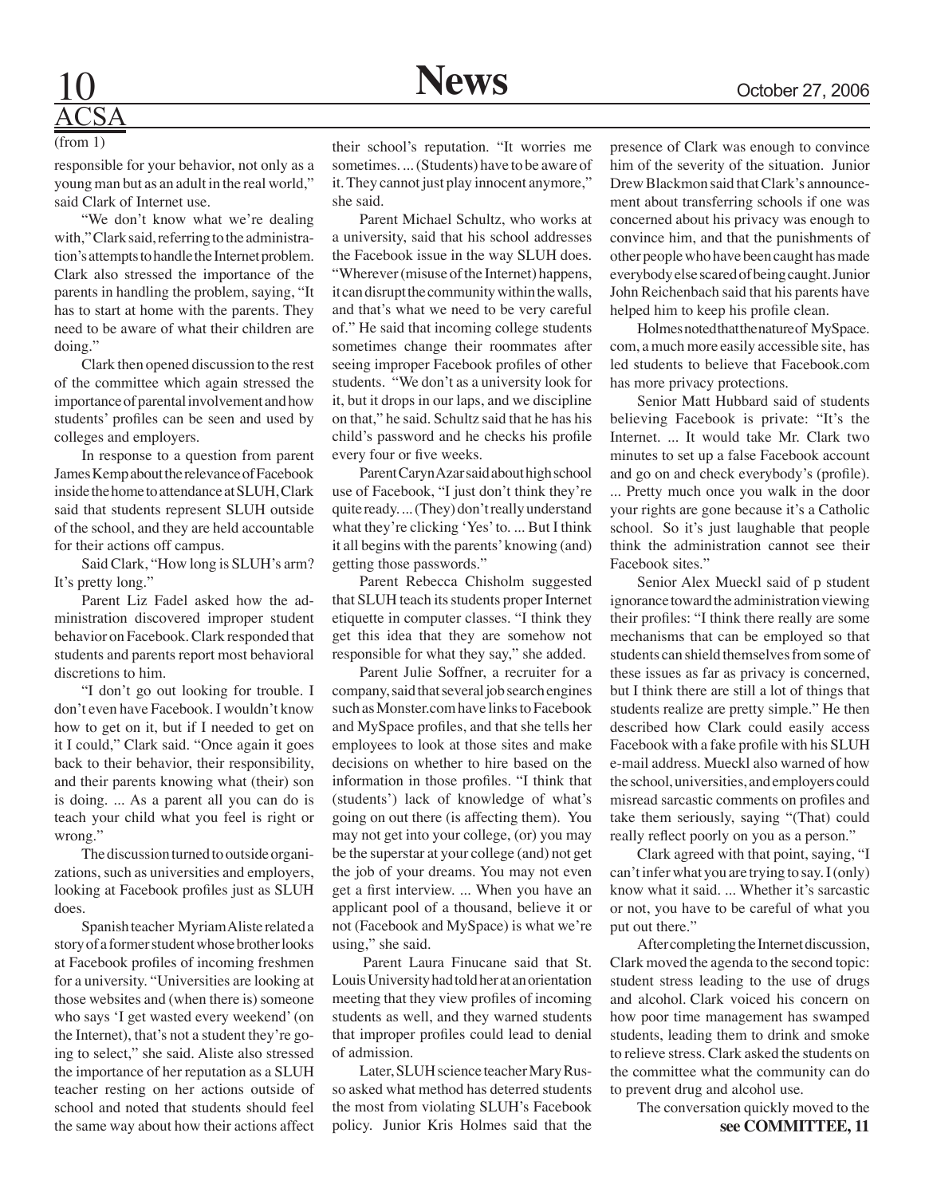## ACSA

(from 1)

responsible for your behavior, not only as a young man but as an adult in the real world," said Clark of Internet use.

"We don't know what we're dealing with," Clark said, referring to the administration's attempts to handle the Internet problem. Clark also stressed the importance of the parents in handling the problem, saying, "It has to start at home with the parents. They need to be aware of what their children are doing."

Clark then opened discussion to the rest of the committee which again stressed the importance of parental involvement and how students' profiles can be seen and used by colleges and employers.

In response to a question from parent James Kemp about the relevance of Facebook inside the home to attendance at SLUH, Clark said that students represent SLUH outside of the school, and they are held accountable for their actions off campus.

Said Clark, "How long is SLUH's arm? It's pretty long."

Parent Liz Fadel asked how the administration discovered improper student behavior on Facebook. Clark responded that students and parents report most behavioral discretions to him.

"I don't go out looking for trouble. I don't even have Facebook. I wouldn't know how to get on it, but if I needed to get on it I could," Clark said. "Once again it goes back to their behavior, their responsibility, and their parents knowing what (their) son is doing. ... As a parent all you can do is teach your child what you feel is right or wrong."

The discussion turned to outside organizations, such as universities and employers, looking at Facebook profiles just as SLUH does.

Spanish teacher Myriam Aliste related a story of a former student whose brother looks at Facebook profiles of incoming freshmen for a university. "Universities are looking at those websites and (when there is) someone who says 'I get wasted every weekend' (on the Internet), that's not a student they're going to select," she said. Aliste also stressed the importance of her reputation as a SLUH teacher resting on her actions outside of school and noted that students should feel the same way about how their actions affect their school's reputation. "It worries me sometimes. ... (Students) have to be aware of it. They cannot just play innocent anymore," she said.

Parent Michael Schultz, who works at a university, said that his school addresses the Facebook issue in the way SLUH does. "Wherever (misuse of the Internet) happens, it can disrupt the community within the walls, and that's what we need to be very careful of." He said that incoming college students sometimes change their roommates after seeing improper Facebook profiles of other students. "We don't as a university look for it, but it drops in our laps, and we discipline on that," he said. Schultz said that he has his child's password and he checks his profile every four or five weeks.

Parent Caryn Azar said about high school use of Facebook, "I just don't think they're quite ready. ... (They) don't really understand what they're clicking 'Yes' to. ... But I think it all begins with the parents' knowing (and) getting those passwords."

Parent Rebecca Chisholm suggested that SLUH teach its students proper Internet etiquette in computer classes. "I think they get this idea that they are somehow not responsible for what they say," she added.

Parent Julie Soffner, a recruiter for a company, said that several job search engines such as Monster.com have links to Facebook and MySpace profiles, and that she tells her employees to look at those sites and make decisions on whether to hire based on the information in those profiles. "I think that (students') lack of knowledge of what's going on out there (is affecting them). You may not get into your college, (or) you may be the superstar at your college (and) not get the job of your dreams. You may not even get a first interview. ... When you have an applicant pool of a thousand, believe it or not (Facebook and MySpace) is what we're using," she said.

Parent Laura Finucane said that St. Louis University had told her at an orientation meeting that they view profiles of incoming students as well, and they warned students that improper profiles could lead to denial of admission.

Later, SLUH science teacher Mary Russo asked what method has deterred students the most from violating SLUH's Facebook policy. Junior Kris Holmes said that the presence of Clark was enough to convince him of the severity of the situation. Junior Drew Blackmon said that Clark's announcement about transferring schools if one was concerned about his privacy was enough to convince him, and that the punishments of other people who have been caught has made everybody else scared of being caught. Junior John Reichenbach said that his parents have helped him to keep his profile clean.

Holmes noted that the nature of MySpace.com, a much more easily accessible site, has led students to believe that Facebook.com has more privacy protections.

Senior Matt Hubbard said of students believing Facebook is private: "It's the Internet. ... It would take Mr. Clark two minutes to set up a false Facebook account and go on and check everybody's (profile). ... Pretty much once you walk in the door your rights are gone because it's a Catholic school. So it's just laughable that people think the administration cannot see their Facebook sites."

Senior Alex Mueckl said of p student ignorance toward the administration viewing their profiles: "I think there really are some mechanisms that can be employed so that students can shield themselves from some of these issues as far as privacy is concerned, but I think there are still a lot of things that students realize are pretty simple." He then described how Clark could easily access Facebook with a fake profile with his SLUH e-mail address. Mueckl also warned of how the school, universities, and employers could misread sarcastic comments on profiles and take them seriously, saying "(That) could really reflect poorly on you as a person."

Clark agreed with that point, saying, "I can't infer what you are trying to say. I (only) know what it said. ... Whether it's sarcastic or not, you have to be careful of what you put out there."

After completing the Internet discussion, Clark moved the agenda to the second topic: student stress leading to the use of drugs and alcohol. Clark voiced his concern on how poor time management has swamped students, leading them to drink and smoke to relieve stress. Clark asked the students on the committee what the community can do to prevent drug and alcohol use.

The conversation quickly moved to the

**see COMMITTEE, 11**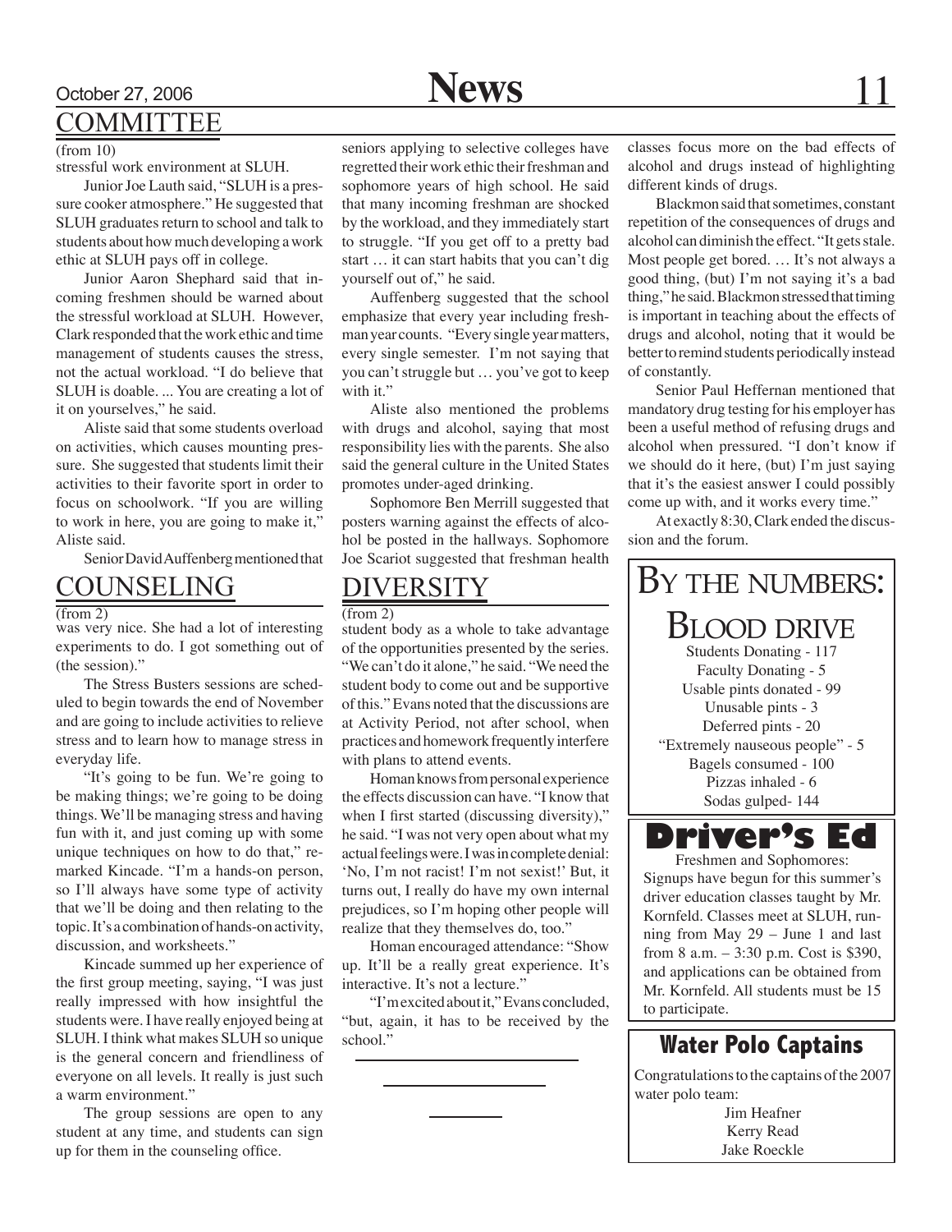## COMMITTEE

(from 10)

stressful work environment at SLUH.

Junior Joe Lauth said, "SLUH is a pressure cooker atmosphere." He suggested that SLUH graduates return to school and talk to students about how much developing a work ethic at SLUH pays off in college.

Junior Aaron Shephard said that incoming freshmen should be warned about the stressful workload at SLUH. However, Clark responded that the work ethic and time management of students causes the stress, not the actual workload. "I do believe that SLUH is doable. ... You are creating a lot of it on yourselves," he said.

Aliste said that some students overload on activities, which causes mounting pressure. She suggested that students limit their activities to their favorite sport in order to focus on schoolwork. "If you are willing to work in here, you are going to make it," Aliste said.

Senior David Auffenberg mentioned that seniors applying to selective colleges have regretted their work ethic their freshman and sophomore years of high school. He said that many incoming freshman are shocked by the workload, and they immediately start to struggle. "If you get off to a pretty bad start … it can start habits that you can't dig yourself out of," he said.

Auffenberg suggested that the school emphasize that every year including freshman year counts. "Every single year matters, every single semester. I'm not saying that you can't struggle but … you've got to keep with it."

Aliste also mentioned the problems with drugs and alcohol, saying that most responsibility lies with the parents. She also said the general culture in the United States promotes under-aged drinking.

Sophomore Ben Merrill suggested that posters warning against the effects of alcohol be posted in the hallways. Sophomore Joe Scariot suggested that freshman health classes focus more on the bad effects of alcohol and drugs instead of highlighting different kinds of drugs.

Blackmon said that sometimes, constant repetition of the consequences of drugs and alcohol can diminish the effect. "It gets stale. Most people get bored. … It's not always a good thing, (but) I'm not saying it's a bad thing," he said. Blackmon stressed that timing is important in teaching about the effects of drugs and alcohol, noting that it would be better to remind students periodically instead of constantly.

Senior Paul Heffernan mentioned that mandatory drug testing for his employer has been a useful method of refusing drugs and alcohol when pressured. "I don't know if we should do it here, (but) I'm just saying that it's the easiest answer I could possibly come up with, and it works every time."

At exactly 8:30, Clark ended the discussion and the forum.

## COUNSELING

(from 2)

was very nice. She had a lot of interesting experiments to do. I got something out of (the session)."

The Stress Busters sessions are scheduled to begin towards the end of November and are going to include activities to relieve stress and to learn how to manage stress in everyday life.

"It's going to be fun. We're going to be making things; we're going to be doing things. We'll be managing stress and having fun with it, and just coming up with some unique techniques on how to do that," remarked Kincade. "I'm a hands-on person, so I'll always have some type of activity that we'll be doing and then relating to the topic. It's a combination of hands-on activity, discussion, and worksheets."

Kincade summed up her experience of the first group meeting, saying, "I was just really impressed with how insightful the students were. I have really enjoyed being at SLUH. I think what makes SLUH so unique is the general concern and friendliness of everyone on all levels. It really is just such a warm environment."

The group sessions are open to any student at any time, and students can sign up for them in the counseling office.

## DIVERSITY

(from 2)

student body as a whole to take advantage of the opportunities presented by the series. "We can't do it alone," he said. "We need the student body to come out and be supportive of this." Evans noted that the discussions are at Activity Period, not after school, when practices and homework frequently interfere with plans to attend events.

Homan knows from personal experience the effects discussion can have. "I know that when I first started (discussing diversity)," he said. "I was not very open about what my actual feelings were. I was in complete denial: 'No, I'm not racist! I'm not sexist!' But, it turns out, I really do have my own internal prejudices, so I'm hoping other people will realize that they themselves do, too."

Homan encouraged attendance: "Show up. It'll be a really great experience. It's interactive. It's not a lecture."

"I'm excited about it," Evans concluded, "but, again, it has to be received by the school."

## By the numbers: Blood drive

Students Donating - 117
Faculty Donating - 5
Usable pints donated - 99
Unusable pints - 3
Deferred pints - 20
"Extremely nauseous people" - 5
Bagels consumed - 100
Pizzas inhaled - 6
Sodas gulped- 144

## Driver's Ed

Freshmen and Sophomores: Signups have begun for this summer's driver education classes taught by Mr. Kornfeld. Classes meet at SLUH, running from May 29 – June 1 and last from 8 a.m. – 3:30 p.m. Cost is $390, and applications can be obtained from Mr. Kornfeld. All students must be 15 to participate.

## Water Polo Captains

Congratulations to the captains of the 2007 water polo team:

Jim Heafner
Kerry Read
Jake Roeckle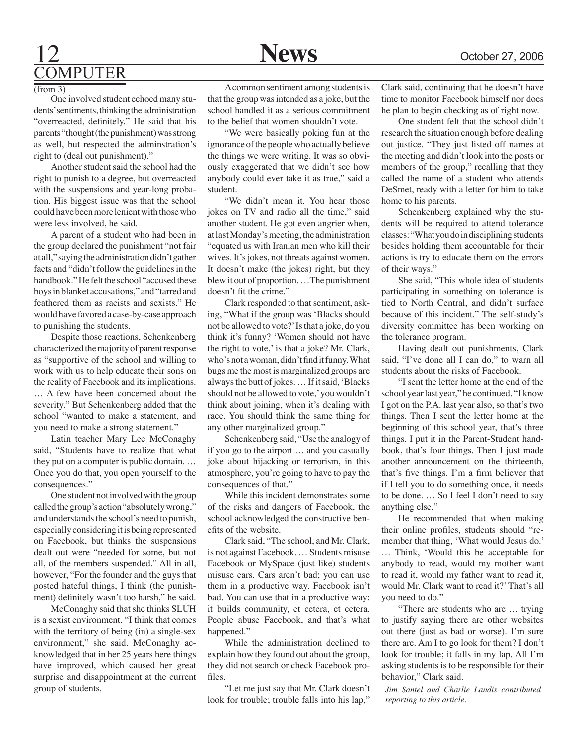# COMPUTER

(from 3)

One involved student echoed many students' sentiments, thinking the administration "overreacted, definitely." He said that his parents "thought (the punishment) was strong as well, but respected the adminstration's right to (deal out punishment)."

Another student said the school had the right to punish to a degree, but overreacted with the suspensions and year-long probation. His biggest issue was that the school could have been more lenient with those who were less involved, he said.

A parent of a student who had been in the group declared the punishment "not fair at all," saying the administration didn't gather facts and "didn't follow the guidelines in the handbook." He felt the school "accused these boys in blanket accusations," and "tarred and feathered them as racists and sexists." He would have favored a case-by-case approach to punishing the students.

Despite those reactions, Schenkenberg characterized the majority of parent response as "supportive of the school and willing to work with us to help educate their sons on the reality of Facebook and its implications. … A few have been concerned about the severity." But Schenkenberg added that the school "wanted to make a statement, and you need to make a strong statement."

Latin teacher Mary Lee McConaghy said, "Students have to realize that what they put on a computer is public domain. … Once you do that, you open yourself to the consequences."

One student not involved with the group called the group's action "absolutely wrong," and understands the school's need to punish, especially considering it is being represented on Facebook, but thinks the suspensions dealt out were "needed for some, but not all, of the members suspended." All in all, however, "For the founder and the guys that posted hateful things, I think (the punishment) definitely wasn't too harsh," he said.

McConaghy said that she thinks SLUH is a sexist environment. "I think that comes with the territory of being (in) a single-sex environment," she said. McConaghy acknowledged that in her 25 years here things have improved, which caused her great surprise and disappointment at the current group of students.

A common sentiment among students is that the group was intended as a joke, but the school handled it as a serious commitment to the belief that women shouldn't vote.

"We were basically poking fun at the ignorance of the people who actually believe the things we were writing. It was so obviously exaggerated that we didn't see how anybody could ever take it as true," said a student.

"We didn't mean it. You hear those jokes on TV and radio all the time," said another student. He got even angrier when, at last Monday's meeting, the administration "equated us with Iranian men who kill their wives. It's jokes, not threats against women. It doesn't make (the jokes) right, but they blew it out of proportion. …The punishment doesn't fit the crime."

Clark responded to that sentiment, asking, "What if the group was 'Blacks should not be allowed to vote?' Is that a joke, do you think it's funny? 'Women should not have the right to vote,' is that a joke? Mr. Clark, who's not a woman, didn't find it funny. What bugs me the most is marginalized groups are always the butt of jokes. … If it said, 'Blacks should not be allowed to vote,' you wouldn't think about joining, when it's dealing with race. You should think the same thing for any other marginalized group."

Schenkenberg said, "Use the analogy of if you go to the airport … and you casually joke about hijacking or terrorism, in this atmosphere, you're going to have to pay the consequences of that."

While this incident demonstrates some of the risks and dangers of Facebook, the school acknowledged the constructive benefits of the website.

Clark said, "The school, and Mr. Clark, is not against Facebook. … Students misuse Facebook or MySpace (just like) students misuse cars. Cars aren't bad; you can use them in a productive way. Facebook isn't bad. You can use that in a productive way: it builds community, et cetera, et cetera. People abuse Facebook, and that's what happened."

While the administration declined to explain how they found out about the group, they did not search or check Facebook profiles.

"Let me just say that Mr. Clark doesn't look for trouble; trouble falls into his lap," Clark said, continuing that he doesn't have time to monitor Facebook himself nor does he plan to begin checking as of right now.

One student felt that the school didn't research the situation enough before dealing out justice. "They just listed off names at the meeting and didn't look into the posts or members of the group," recalling that they called the name of a student who attends DeSmet, ready with a letter for him to take home to his parents.

Schenkenberg explained why the students will be required to attend tolerance classes: "What you do in disciplining students besides holding them accountable for their actions is try to educate them on the errors of their ways."

She said, "This whole idea of students participating in something on tolerance is tied to North Central, and didn't surface because of this incident." The self-study's diversity committee has been working on the tolerance program.

Having dealt out punishments, Clark said, "I've done all I can do," to warn all students about the risks of Facebook.

"I sent the letter home at the end of the school year last year," he continued. "I know I got on the P.A. last year also, so that's two things. Then I sent the letter home at the beginning of this school year, that's three things. I put it in the Parent-Student handbook, that's four things. Then I just made another announcement on the thirteenth, that's five things. I'm a firm believer that if I tell you to do something once, it needs to be done. … So I feel I don't need to say anything else."

He recommended that when making their online profiles, students should "remember that thing, 'What would Jesus do.' … Think, 'Would this be acceptable for anybody to read, would my mother want to read it, would my father want to read it, would Mr. Clark want to read it?' That's all you need to do."

"There are students who are … trying to justify saying there are other websites out there (just as bad or worse). I'm sure there are. Am I to go look for them? I don't look for trouble; it falls in my lap. All I'm asking students is to be responsible for their behavior," Clark said.

*Jim Santel and Charlie Landis contributed reporting to this article.*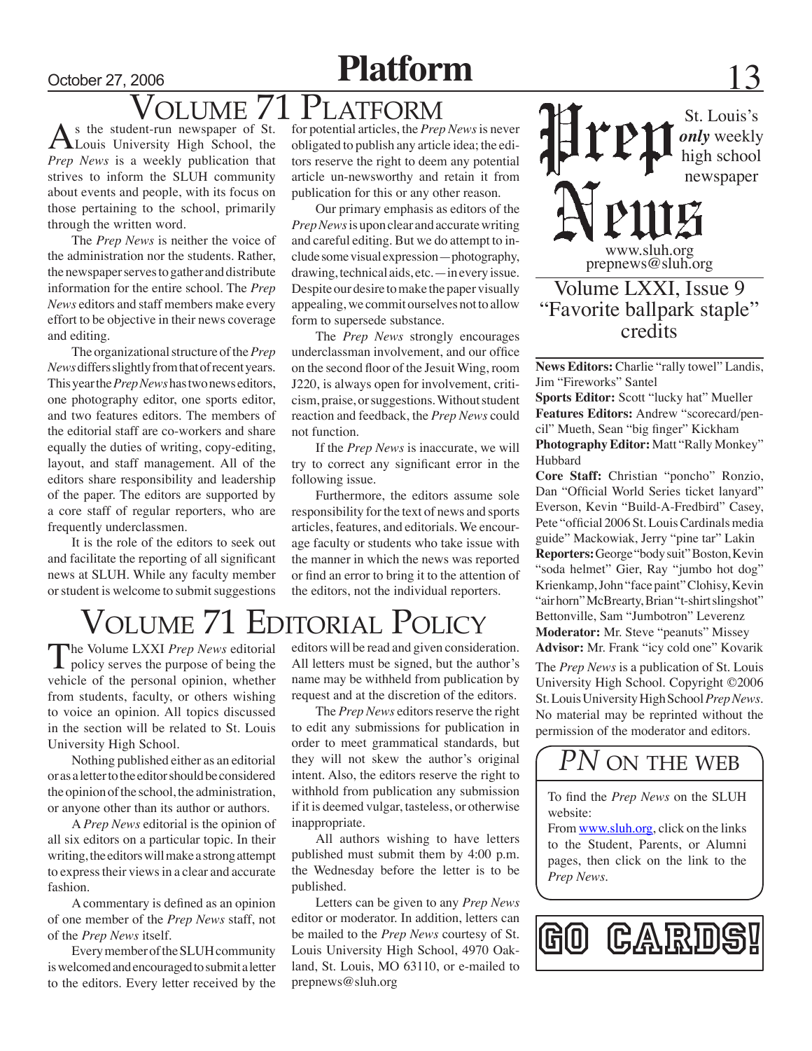# Platform

# Volume 71 Platform

As the student-run newspaper of St. Louis University High School, the *Prep News* is a weekly publication that strives to inform the SLUH community about events and people, with its focus on those pertaining to the school, primarily through the written word.

The *Prep News* is neither the voice of the administration nor the students. Rather, the newspaper serves to gather and distribute information for the entire school. The *Prep News* editors and staff members make every effort to be objective in their news coverage and editing.

The organizational structure of the *Prep News* differs slightly from that of recent years. This year the *Prep News* has two news editors, one photography editor, one sports editor, and two features editors. The members of the editorial staff are co-workers and share equally the duties of writing, copy-editing, layout, and staff management. All of the editors share responsibility and leadership of the paper. The editors are supported by a core staff of regular reporters, who are frequently underclassmen.

It is the role of the editors to seek out and facilitate the reporting of all significant news at SLUH. While any faculty member or student is welcome to submit suggestions for potential articles, the *Prep News* is never obligated to publish any article idea; the editors reserve the right to deem any potential article un-newsworthy and retain it from publication for this or any other reason.

Our primary emphasis as editors of the *Prep News* is upon clear and accurate writing and careful editing. But we do attempt to include some visual expression—photography, drawing, technical aids, etc.—in every issue. Despite our desire to make the paper visually appealing, we commit ourselves not to allow form to supersede substance.

The *Prep News* strongly encourages underclassman involvement, and our office on the second floor of the Jesuit Wing, room J220, is always open for involvement, criticism, praise, or suggestions. Without student reaction and feedback, the *Prep News* could not function.

If the *Prep News* is inaccurate, we will try to correct any significant error in the following issue.

Furthermore, the editors assume sole responsibility for the text of news and sports articles, features, and editorials. We encourage faculty or students who take issue with the manner in which the news was reported or find an error to bring it to the attention of the editors, not the individual reporters.

# Volume 71 Editorial Policy

The Volume LXXI *Prep News* editorial policy serves the purpose of being the vehicle of the personal opinion, whether from students, faculty, or others wishing to voice an opinion. All topics discussed in the section will be related to St. Louis University High School.

Nothing published either as an editorial or as a letter to the editor should be considered the opinion of the school, the administration, or anyone other than its author or authors.

A *Prep News* editorial is the opinion of all six editors on a particular topic. In their writing, the editors will make a strong attempt to express their views in a clear and accurate fashion.

A commentary is defined as an opinion of one member of the *Prep News* staff, not of the *Prep News* itself.

Every member of the SLUH community is welcomed and encouraged to submit a letter to the editors. Every letter received by the editors will be read and given consideration. All letters must be signed, but the author's name may be withheld from publication by request and at the discretion of the editors.

The *Prep News* editors reserve the right to edit any submissions for publication in order to meet grammatical standards, but they will not skew the author's original intent. Also, the editors reserve the right to withhold from publication any submission if it is deemed vulgar, tasteless, or otherwise inappropriate.

All authors wishing to have letters published must submit them by 4:00 p.m. the Wednesday before the letter is to be published.

Letters can be given to any *Prep News* editor or moderator. In addition, letters can be mailed to the *Prep News* courtesy of St. Louis University High School, 4970 Oakland, St. Louis, MO 63110, or e-mailed to prepnews@sluh.org

---

# Prep News

St. Louis's ***only*** weekly high school newspaper

www.sluh.org
prepnews@sluh.org

## Volume LXXI, Issue 9
## "Favorite ballpark staple" credits

**News Editors:** Charlie "rally towel" Landis, Jim "Fireworks" Santel
**Sports Editor:** Scott "lucky hat" Mueller
**Features Editors:** Andrew "scorecard/pencil" Mueth, Sean "big finger" Kickham
**Photography Editor:** Matt "Rally Monkey" Hubbard
**Core Staff:** Christian "poncho" Ronzio, Dan "Official World Series ticket lanyard" Everson, Kevin "Build-A-Fredbird" Casey, Pete "official 2006 St. Louis Cardinals media guide" Mackowiak, Jerry "pine tar" Lakin
**Reporters:** George "body suit" Boston, Kevin "soda helmet" Gier, Ray "jumbo hot dog" Krienkamp, John "face paint" Clohisy, Kevin "air horn" McBrearty, Brian "t-shirt slingshot" Bettonville, Sam "Jumbotron" Leverenz
**Moderator:** Mr. Steve "peanuts" Missey
**Advisor:** Mr. Frank "icy cold one" Kovarik

The *Prep News* is a publication of St. Louis University High School. Copyright ©2006 St. Louis University High School *Prep News*. No material may be reprinted without the permission of the moderator and editors.

## *PN* on the web

To find the *Prep News* on the SLUH website:
From www.sluh.org, click on the links to the Student, Parents, or Alumni pages, then click on the link to the *Prep News*.

**GO CARDS!**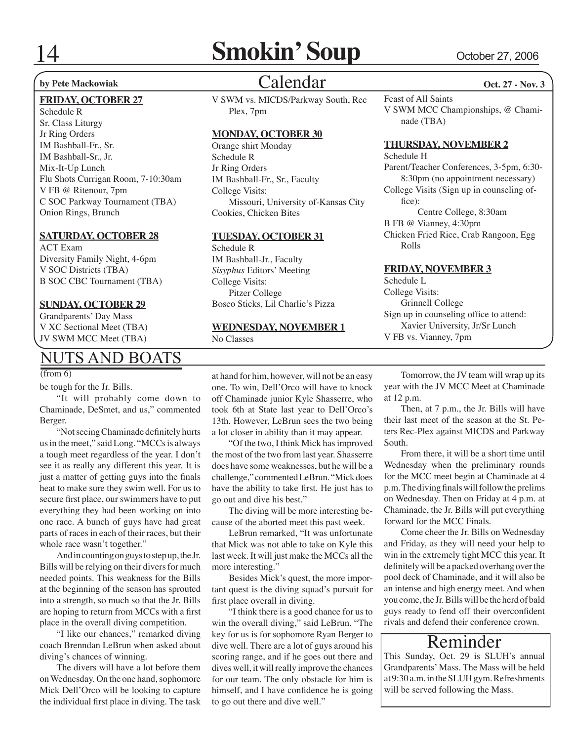## Calendar

by Pete Mackowiak

Oct. 27 - Nov. 3

**FRIDAY, OCTOBER 27**
Schedule R
Sr. Class Liturgy
Jr Ring Orders
IM Bashball-Fr., Sr.
IM Bashball-Sr., Jr.
Mix-It-Up Lunch
Flu Shots Currigan Room, 7-10:30am
V FB @ Ritenour, 7pm
C SOC Parkway Tournament (TBA)
Onion Rings, Brunch

**SATURDAY, OCTOBER 28**
ACT Exam
Diversity Family Night, 4-6pm
V SOC Districts (TBA)
B SOC CBC Tournament (TBA)

**SUNDAY, OCTOBER 29**
Grandparents' Day Mass
V XC Sectional Meet (TBA)
JV SWM MCC Meet (TBA)
V SWM vs. MICDS/Parkway South, Rec Plex, 7pm

**MONDAY, OCTOBER 30**
Orange shirt Monday
Schedule R
Jr Ring Orders
IM Bashball-Fr., Sr., Faculty
College Visits:
Missouri, University of-Kansas City
Cookies, Chicken Bites

**TUESDAY, OCTOBER 31**
Schedule R
IM Bashball-Jr., Faculty
*Sisyphus* Editors' Meeting
College Visits:
Pitzer College
Bosco Sticks, Lil Charlie's Pizza

**WEDNESDAY, NOVEMBER 1**
No Classes
Feast of All Saints
V SWM MCC Championships, @ Chaminade (TBA)

**THURSDAY, NOVEMBER 2**
Schedule H
Parent/Teacher Conferences, 3-5pm, 6:30-8:30pm (no appointment necessary)
College Visits (Sign up in counseling office):
Centre College, 8:30am
B FB @ Vianney, 4:30pm
Chicken Fried Rice, Crab Rangoon, Egg Rolls

**FRIDAY, NOVEMBER 3**
Schedule L
College Visits:
Grinnell College
Sign up in counseling office to attend:
Xavier University, Jr/Sr Lunch
V FB vs. Vianney, 7pm

## NUTS AND BOATS

(from 6)

be tough for the Jr. Bills.

"It will probably come down to Chaminade, DeSmet, and us," commented Berger.

"Not seeing Chaminade definitely hurts us in the meet," said Long. "MCCs is always a tough meet regardless of the year. I don't see it as really any different this year. It is just a matter of getting guys into the finals heat to make sure they swim well. For us to secure first place, our swimmers have to put everything they had been working on into one race. A bunch of guys have had great parts of races in each of their races, but their whole race wasn't together."

And in counting on guys to step up, the Jr. Bills will be relying on their divers for much needed points. This weakness for the Bills at the beginning of the season has sprouted into a strength, so much so that the Jr. Bills are hoping to return from MCCs with a first place in the overall diving competition.

"I like our chances," remarked diving coach Brenndan LeBrun when asked about diving's chances of winning.

The divers will have a lot before them on Wednesday. On the one hand, sophomore Mick Dell'Orco will be looking to capture the individual first place in diving. The task at hand for him, however, will not be an easy one. To win, Dell'Orco will have to knock off Chaminade junior Kyle Shasserre, who took 6th at State last year to Dell'Orco's 13th. However, LeBrun sees the two being a lot closer in ability than it may appear.

"Of the two, I think Mick has improved the most of the two from last year. Shasserre does have some weaknesses, but he will be a challenge," commented LeBrun. "Mick does have the ability to take first. He just has to go out and dive his best."

The diving will be more interesting because of the aborted meet this past week.

LeBrun remarked, "It was unfortunate that Mick was not able to take on Kyle this last week. It will just make the MCCs all the more interesting."

Besides Mick's quest, the more important quest is the diving squad's pursuit for first place overall in diving.

"I think there is a good chance for us to win the overall diving," said LeBrun. "The key for us is for sophomore Ryan Berger to dive well. There are a lot of guys around his scoring range, and if he goes out there and dives well, it will really improve the chances for our team. The only obstacle for him is himself, and I have confidence he is going to go out there and dive well."

Tomorrow, the JV team will wrap up its year with the JV MCC Meet at Chaminade at 12 p.m.

Then, at 7 p.m., the Jr. Bills will have their last meet of the season at the St. Peters Rec-Plex against MICDS and Parkway South.

From there, it will be a short time until Wednesday when the preliminary rounds for the MCC meet begin at Chaminade at 4 p.m. The diving finals will follow the prelims on Wednesday. Then on Friday at 4 p.m. at Chaminade, the Jr. Bills will put everything forward for the MCC Finals.

Come cheer the Jr. Bills on Wednesday and Friday, as they will need your help to win in the extremely tight MCC this year. It definitely will be a packed overhang over the pool deck of Chaminade, and it will also be an intense and high energy meet. And when you come, the Jr. Bills will be the herd of bald guys ready to fend off their overconfident rivals and defend their conference crown.

## Reminder

This Sunday, Oct. 29 is SLUH's annual Grandparents' Mass. The Mass will be held at 9:30 a.m. in the SLUH gym. Refreshments will be served following the Mass.